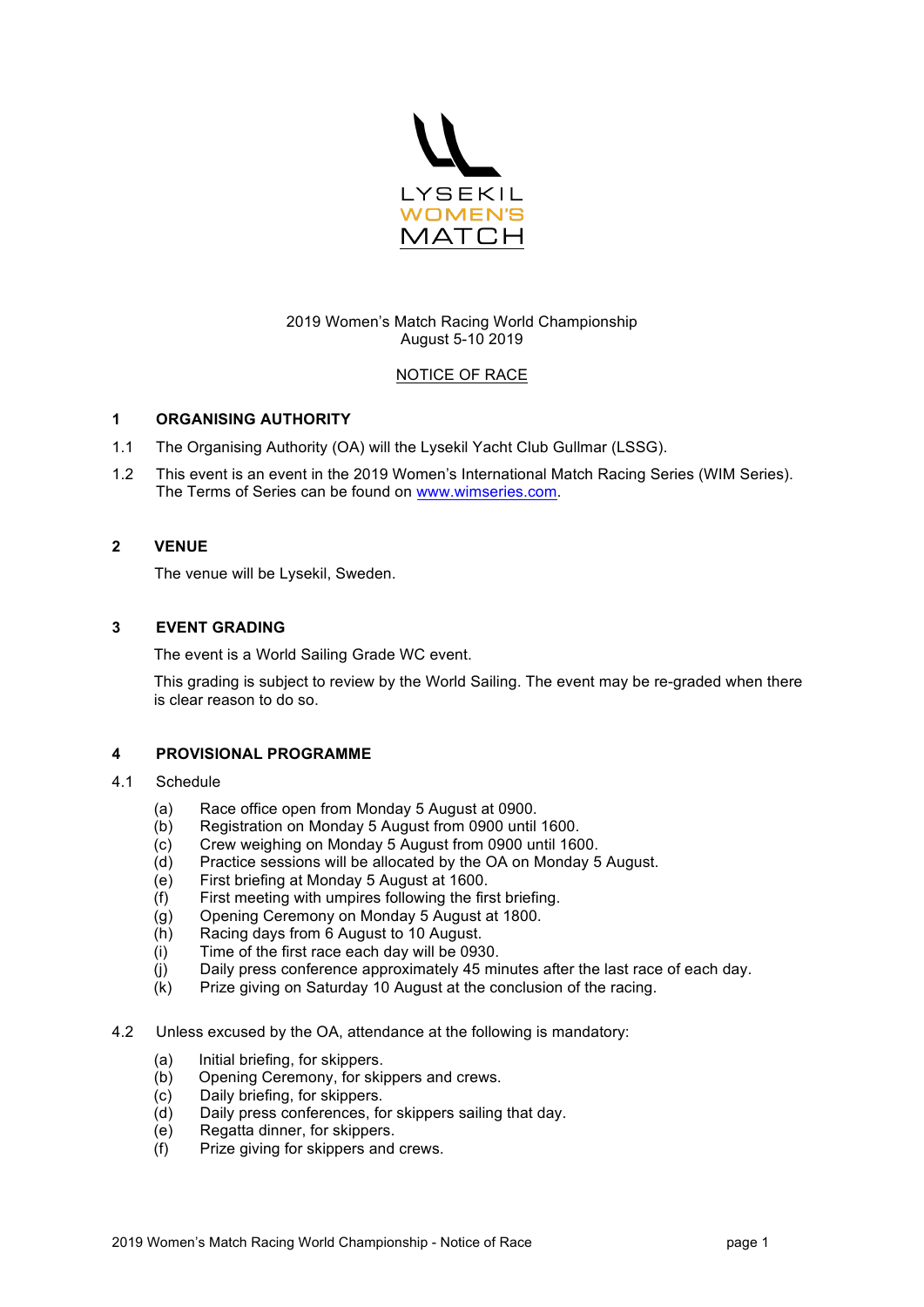LYSEKIL
WOMEN'S
MATCH

2019 Women's Match Racing World Championship
August 5-10 2019

NOTICE OF RACE

## 1 ORGANISING AUTHORITY

1.1 The Organising Authority (OA) will the Lysekil Yacht Club Gullmar (LSSG).

1.2 This event is an event in the 2019 Women's International Match Racing Series (WIM Series). The Terms of Series can be found on www.wimseries.com.

## 2 VENUE

The venue will be Lysekil, Sweden.

## 3 EVENT GRADING

The event is a World Sailing Grade WC event.

This grading is subject to review by the World Sailing. The event may be re-graded when there is clear reason to do so.

## 4 PROVISIONAL PROGRAMME

4.1 Schedule

(a) Race office open from Monday 5 August at 0900.
(b) Registration on Monday 5 August from 0900 until 1600.
(c) Crew weighing on Monday 5 August from 0900 until 1600.
(d) Practice sessions will be allocated by the OA on Monday 5 August.
(e) First briefing at Monday 5 August at 1600.
(f) First meeting with umpires following the first briefing.
(g) Opening Ceremony on Monday 5 August at 1800.
(h) Racing days from 6 August to 10 August.
(i) Time of the first race each day will be 0930.
(j) Daily press conference approximately 45 minutes after the last race of each day.
(k) Prize giving on Saturday 10 August at the conclusion of the racing.

4.2 Unless excused by the OA, attendance at the following is mandatory:

(a) Initial briefing, for skippers.
(b) Opening Ceremony, for skippers and crews.
(c) Daily briefing, for skippers.
(d) Daily press conferences, for skippers sailing that day.
(e) Regatta dinner, for skippers.
(f) Prize giving for skippers and crews.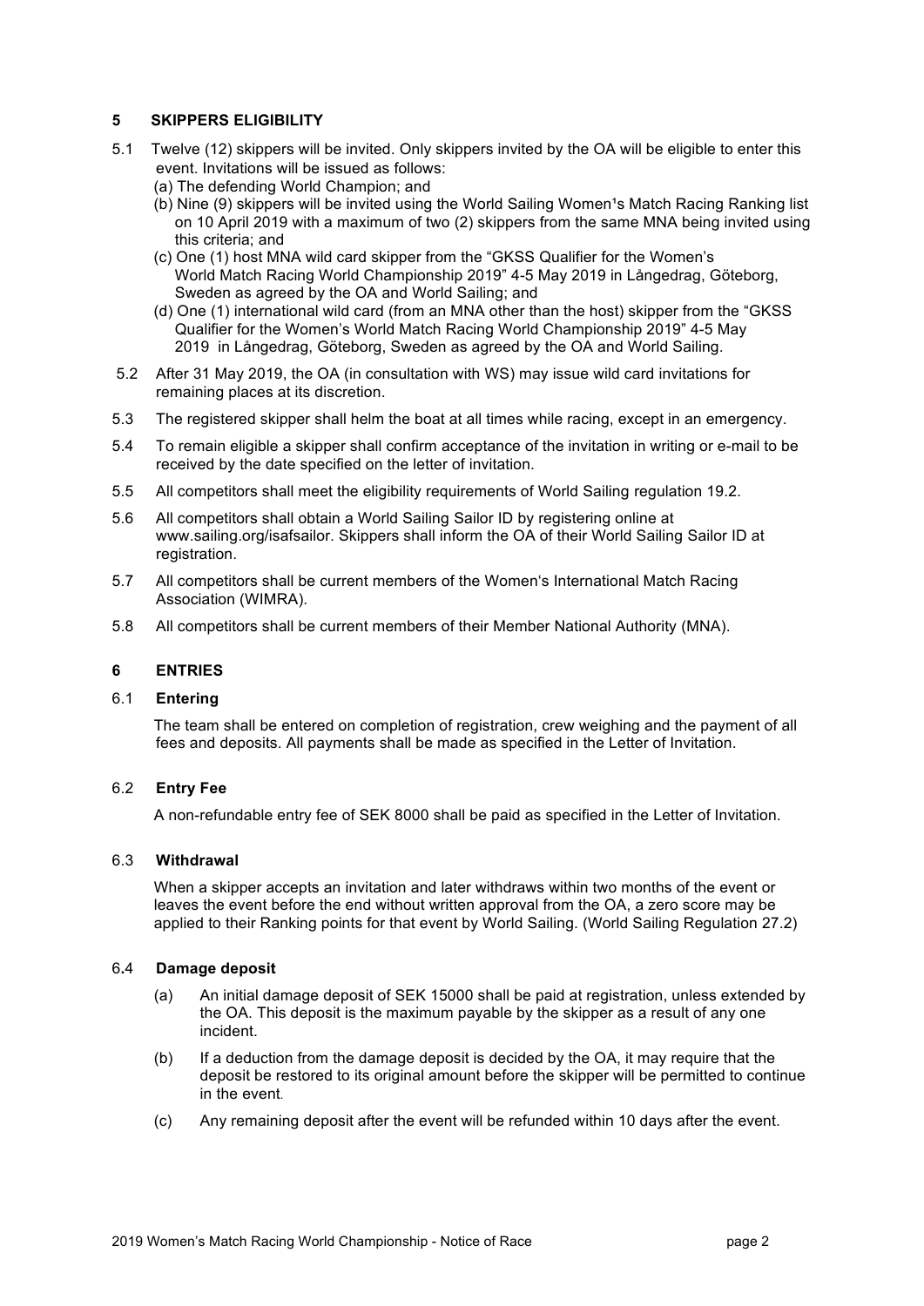## 5 SKIPPERS ELIGIBILITY

5.1 Twelve (12) skippers will be invited. Only skippers invited by the OA will be eligible to enter this event. Invitations will be issued as follows:
   (a) The defending World Champion; and
   (b) Nine (9) skippers will be invited using the World Sailing Women¹s Match Racing Ranking list on 10 April 2019 with a maximum of two (2) skippers from the same MNA being invited using this criteria; and
   (c) One (1) host MNA wild card skipper from the "GKSS Qualifier for the Women's World Match Racing World Championship 2019" 4-5 May 2019 in Långedrag, Göteborg, Sweden as agreed by the OA and World Sailing; and
   (d) One (1) international wild card (from an MNA other than the host) skipper from the "GKSS Qualifier for the Women's World Match Racing World Championship 2019" 4-5 May 2019 in Långedrag, Göteborg, Sweden as agreed by the OA and World Sailing.

5.2 After 31 May 2019, the OA (in consultation with WS) may issue wild card invitations for remaining places at its discretion.

5.3 The registered skipper shall helm the boat at all times while racing, except in an emergency.

5.4 To remain eligible a skipper shall confirm acceptance of the invitation in writing or e-mail to be received by the date specified on the letter of invitation.

5.5 All competitors shall meet the eligibility requirements of World Sailing regulation 19.2.

5.6 All competitors shall obtain a World Sailing Sailor ID by registering online at www.sailing.org/isafsailor. Skippers shall inform the OA of their World Sailing Sailor ID at registration.

5.7 All competitors shall be current members of the Women's International Match Racing Association (WIMRA).

5.8 All competitors shall be current members of their Member National Authority (MNA).

## 6 ENTRIES

### 6.1 Entering

The team shall be entered on completion of registration, crew weighing and the payment of all fees and deposits. All payments shall be made as specified in the Letter of Invitation.

### 6.2 Entry Fee

A non-refundable entry fee of SEK 8000 shall be paid as specified in the Letter of Invitation.

### 6.3 Withdrawal

When a skipper accepts an invitation and later withdraws within two months of the event or leaves the event before the end without written approval from the OA, a zero score may be applied to their Ranking points for that event by World Sailing. (World Sailing Regulation 27.2)

### 6.4 Damage deposit

(a) An initial damage deposit of SEK 15000 shall be paid at registration, unless extended by the OA. This deposit is the maximum payable by the skipper as a result of any one incident.

(b) If a deduction from the damage deposit is decided by the OA, it may require that the deposit be restored to its original amount before the skipper will be permitted to continue in the event.

(c) Any remaining deposit after the event will be refunded within 10 days after the event.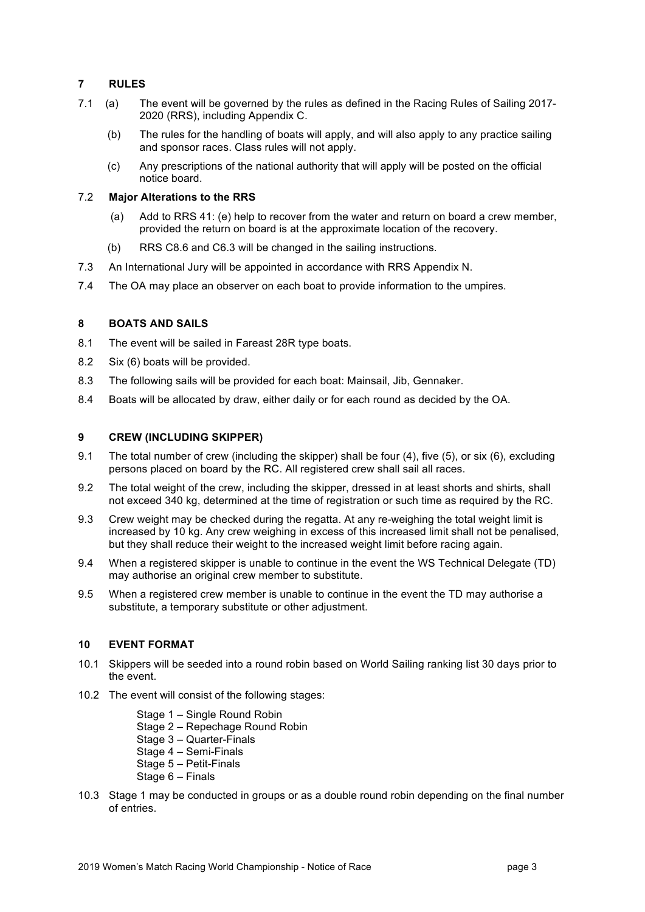## 7 RULES

7.1 (a) The event will be governed by the rules as defined in the Racing Rules of Sailing 2017-2020 (RRS), including Appendix C.

(b) The rules for the handling of boats will apply, and will also apply to any practice sailing and sponsor races. Class rules will not apply.

(c) Any prescriptions of the national authority that will apply will be posted on the official notice board.

7.2 **Major Alterations to the RRS**

(a) Add to RRS 41: (e) help to recover from the water and return on board a crew member, provided the return on board is at the approximate location of the recovery.

(b) RRS C8.6 and C6.3 will be changed in the sailing instructions.

7.3 An International Jury will be appointed in accordance with RRS Appendix N.

7.4 The OA may place an observer on each boat to provide information to the umpires.

## 8 BOATS AND SAILS

8.1 The event will be sailed in Fareast 28R type boats.

8.2 Six (6) boats will be provided.

8.3 The following sails will be provided for each boat: Mainsail, Jib, Gennaker.

8.4 Boats will be allocated by draw, either daily or for each round as decided by the OA.

## 9 CREW (INCLUDING SKIPPER)

9.1 The total number of crew (including the skipper) shall be four (4), five (5), or six (6), excluding persons placed on board by the RC. All registered crew shall sail all races.

9.2 The total weight of the crew, including the skipper, dressed in at least shorts and shirts, shall not exceed 340 kg, determined at the time of registration or such time as required by the RC.

9.3 Crew weight may be checked during the regatta. At any re-weighing the total weight limit is increased by 10 kg. Any crew weighing in excess of this increased limit shall not be penalised, but they shall reduce their weight to the increased weight limit before racing again.

9.4 When a registered skipper is unable to continue in the event the WS Technical Delegate (TD) may authorise an original crew member to substitute.

9.5 When a registered crew member is unable to continue in the event the TD may authorise a substitute, a temporary substitute or other adjustment.

## 10 EVENT FORMAT

10.1 Skippers will be seeded into a round robin based on World Sailing ranking list 30 days prior to the event.

10.2 The event will consist of the following stages:

Stage 1 – Single Round Robin
Stage 2 – Repechage Round Robin
Stage 3 – Quarter-Finals
Stage 4 – Semi-Finals
Stage 5 – Petit-Finals
Stage 6 – Finals

10.3 Stage 1 may be conducted in groups or as a double round robin depending on the final number of entries.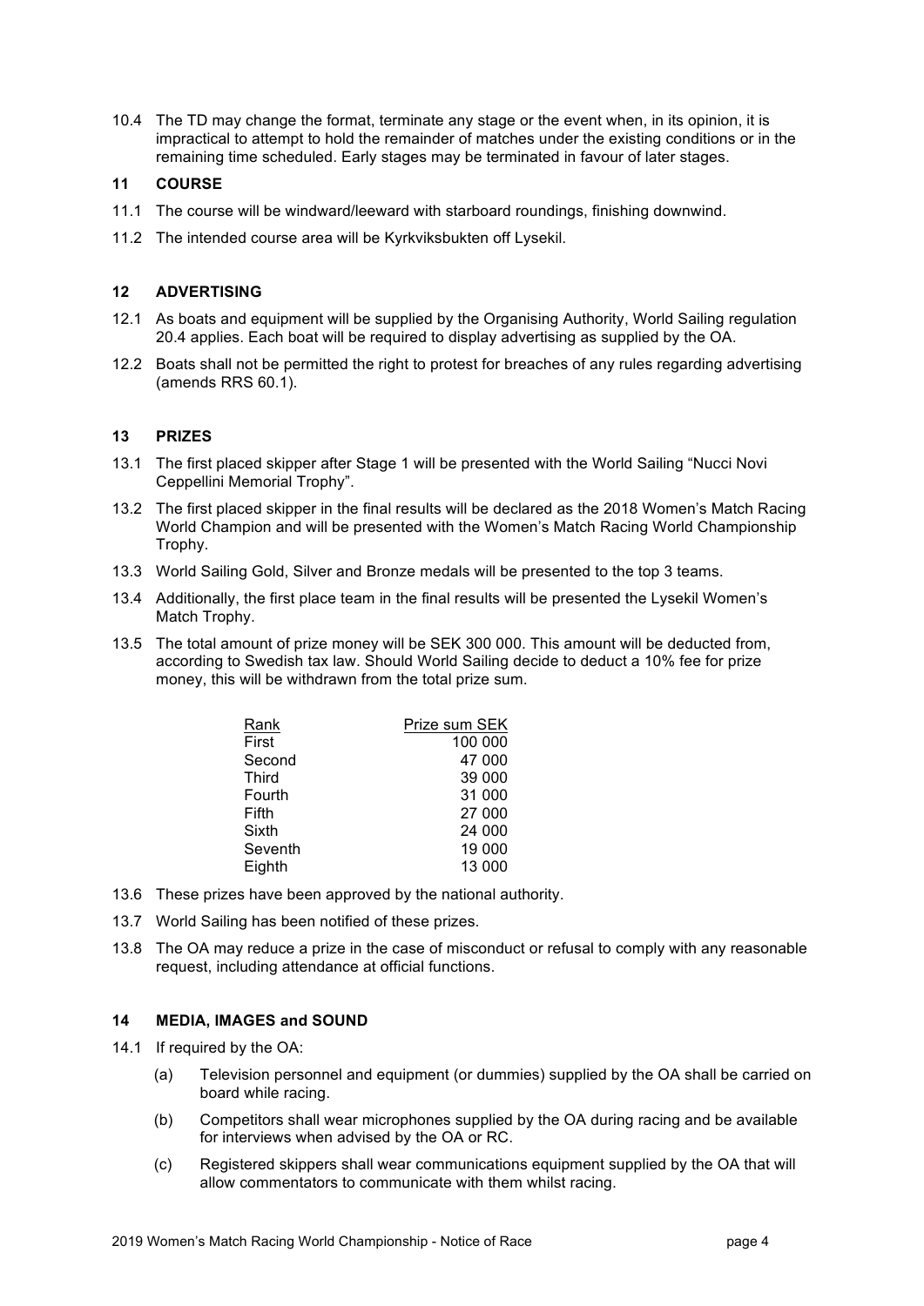10.4 The TD may change the format, terminate any stage or the event when, in its opinion, it is impractical to attempt to hold the remainder of matches under the existing conditions or in the remaining time scheduled. Early stages may be terminated in favour of later stages.

## 11 COURSE

11.1 The course will be windward/leeward with starboard roundings, finishing downwind.

11.2 The intended course area will be Kyrkviksbukten off Lysekil.

## 12 ADVERTISING

12.1 As boats and equipment will be supplied by the Organising Authority, World Sailing regulation 20.4 applies. Each boat will be required to display advertising as supplied by the OA.

12.2 Boats shall not be permitted the right to protest for breaches of any rules regarding advertising (amends RRS 60.1).

## 13 PRIZES

13.1 The first placed skipper after Stage 1 will be presented with the World Sailing "Nucci Novi Ceppellini Memorial Trophy".

13.2 The first placed skipper in the final results will be declared as the 2018 Women's Match Racing World Champion and will be presented with the Women's Match Racing World Championship Trophy.

13.3 World Sailing Gold, Silver and Bronze medals will be presented to the top 3 teams.

13.4 Additionally, the first place team in the final results will be presented the Lysekil Women's Match Trophy.

13.5 The total amount of prize money will be SEK 300 000. This amount will be deducted from, according to Swedish tax law. Should World Sailing decide to deduct a 10% fee for prize money, this will be withdrawn from the total prize sum.

| Rank | Prize sum SEK |
|---|---:|
| First | 100 000 |
| Second | 47 000 |
| Third | 39 000 |
| Fourth | 31 000 |
| Fifth | 27 000 |
| Sixth | 24 000 |
| Seventh | 19 000 |
| Eighth | 13 000 |

13.6 These prizes have been approved by the national authority.

13.7 World Sailing has been notified of these prizes.

13.8 The OA may reduce a prize in the case of misconduct or refusal to comply with any reasonable request, including attendance at official functions.

## 14 MEDIA, IMAGES and SOUND

14.1 If required by the OA:

(a) Television personnel and equipment (or dummies) supplied by the OA shall be carried on board while racing.

(b) Competitors shall wear microphones supplied by the OA during racing and be available for interviews when advised by the OA or RC.

(c) Registered skippers shall wear communications equipment supplied by the OA that will allow commentators to communicate with them whilst racing.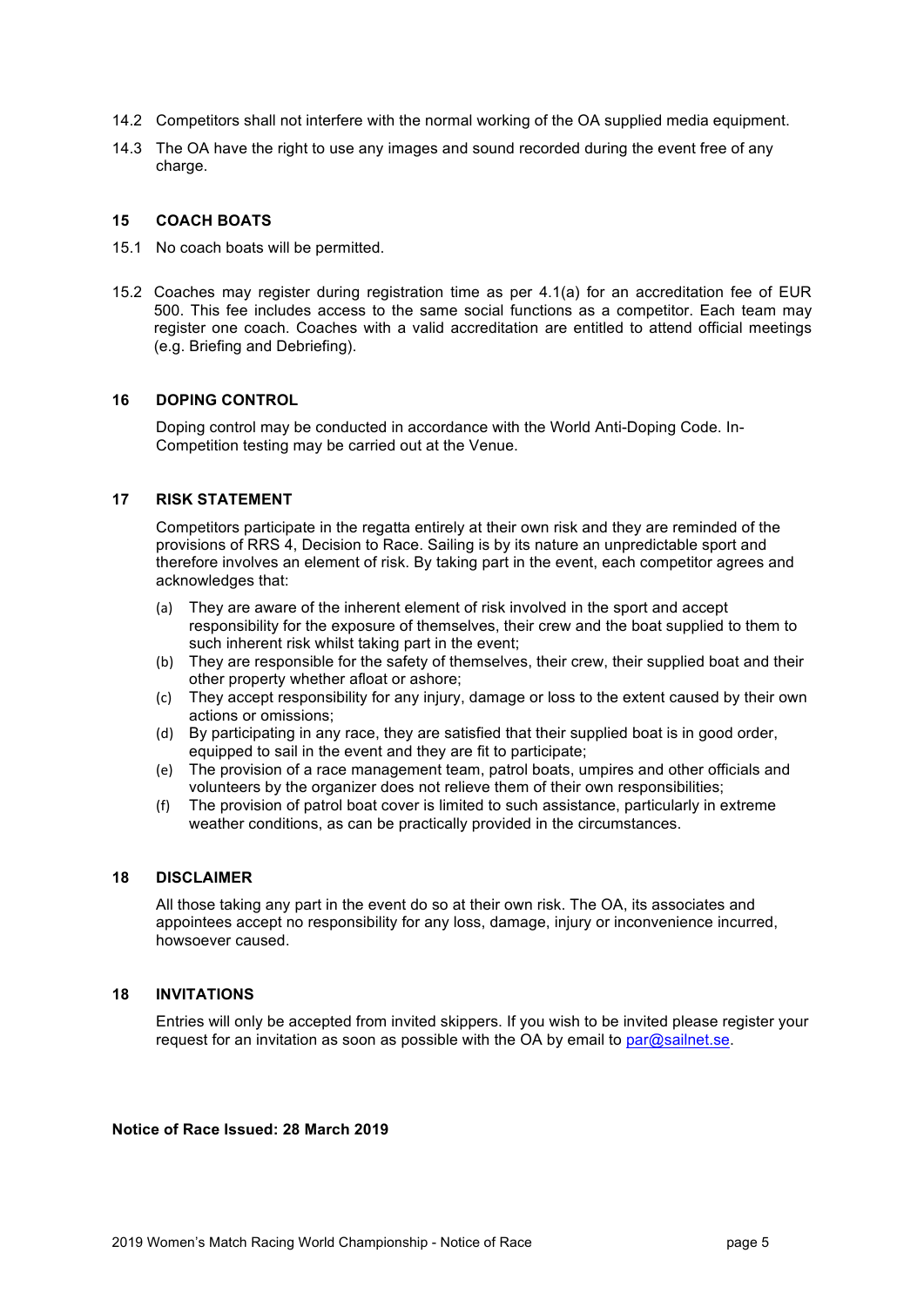14.2 Competitors shall not interfere with the normal working of the OA supplied media equipment.

14.3 The OA have the right to use any images and sound recorded during the event free of any charge.

## 15 COACH BOATS

15.1 No coach boats will be permitted.

15.2 Coaches may register during registration time as per 4.1(a) for an accreditation fee of EUR 500. This fee includes access to the same social functions as a competitor. Each team may register one coach. Coaches with a valid accreditation are entitled to attend official meetings (e.g. Briefing and Debriefing).

## 16 DOPING CONTROL

Doping control may be conducted in accordance with the World Anti-Doping Code. In-Competition testing may be carried out at the Venue.

## 17 RISK STATEMENT

Competitors participate in the regatta entirely at their own risk and they are reminded of the provisions of RRS 4, Decision to Race. Sailing is by its nature an unpredictable sport and therefore involves an element of risk. By taking part in the event, each competitor agrees and acknowledges that:

(a) They are aware of the inherent element of risk involved in the sport and accept responsibility for the exposure of themselves, their crew and the boat supplied to them to such inherent risk whilst taking part in the event;

(b) They are responsible for the safety of themselves, their crew, their supplied boat and their other property whether afloat or ashore;

(c) They accept responsibility for any injury, damage or loss to the extent caused by their own actions or omissions;

(d) By participating in any race, they are satisfied that their supplied boat is in good order, equipped to sail in the event and they are fit to participate;

(e) The provision of a race management team, patrol boats, umpires and other officials and volunteers by the organizer does not relieve them of their own responsibilities;

(f) The provision of patrol boat cover is limited to such assistance, particularly in extreme weather conditions, as can be practically provided in the circumstances.

## 18 DISCLAIMER

All those taking any part in the event do so at their own risk. The OA, its associates and appointees accept no responsibility for any loss, damage, injury or inconvenience incurred, howsoever caused.

## 18 INVITATIONS

Entries will only be accepted from invited skippers. If you wish to be invited please register your request for an invitation as soon as possible with the OA by email to par@sailnet.se.

**Notice of Race Issued: 28 March 2019**